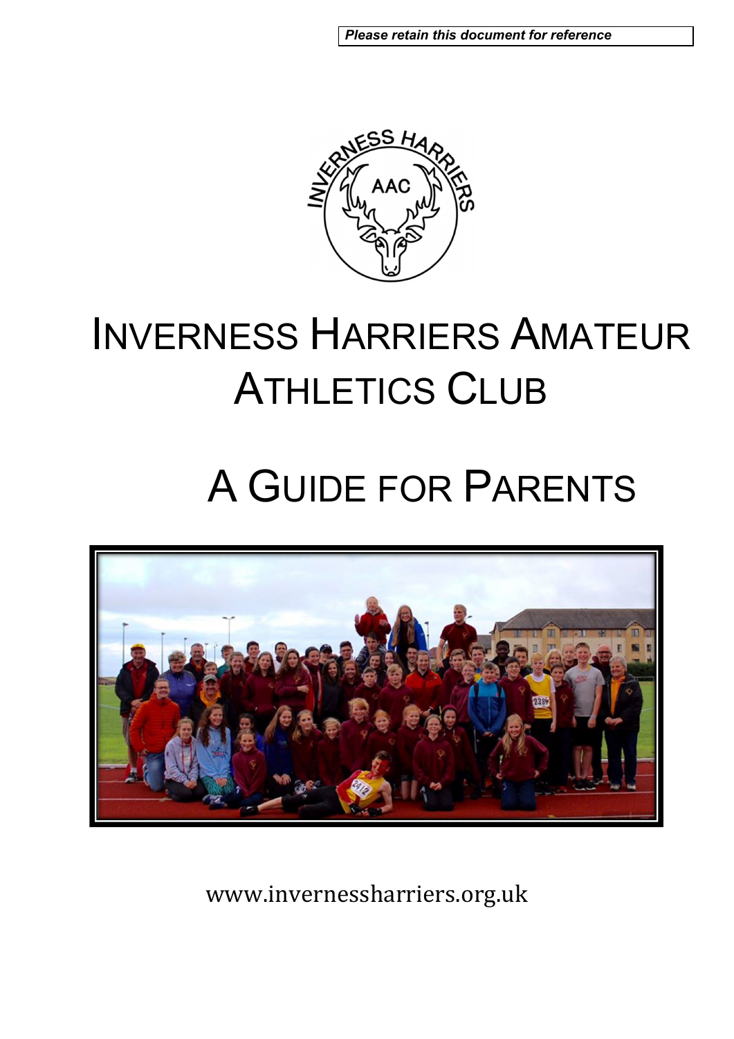*Please retain this document for reference*

# Inverness Harriers Amateur Athletics Club

# A Guide for Parents

www.invernessharriers.org.uk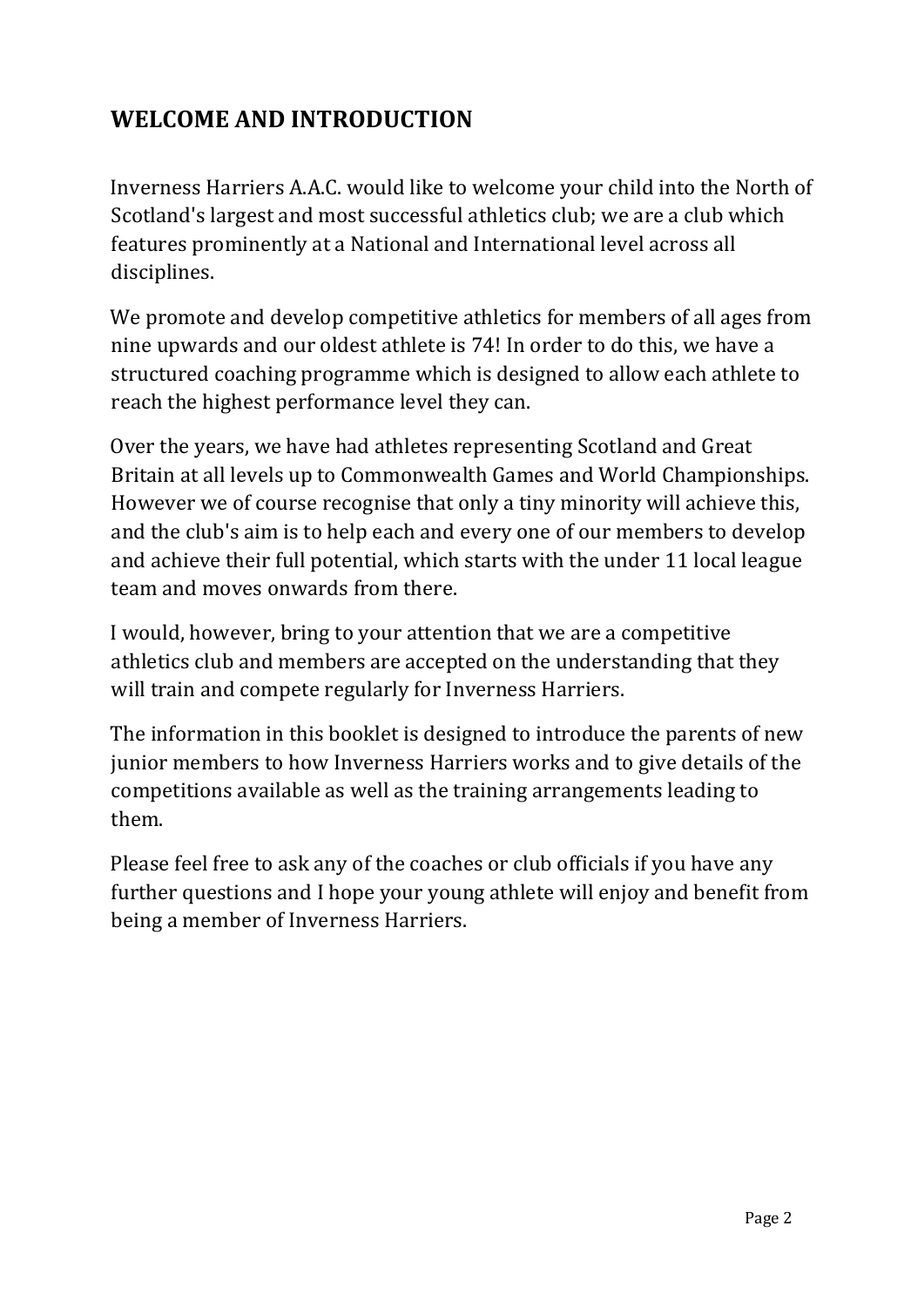## WELCOME AND INTRODUCTION

Inverness Harriers A.A.C. would like to welcome your child into the North of Scotland's largest and most successful athletics club; we are a club which features prominently at a National and International level across all disciplines.

We promote and develop competitive athletics for members of all ages from nine upwards and our oldest athlete is 74! In order to do this, we have a structured coaching programme which is designed to allow each athlete to reach the highest performance level they can.

Over the years, we have had athletes representing Scotland and Great Britain at all levels up to Commonwealth Games and World Championships. However we of course recognise that only a tiny minority will achieve this, and the club's aim is to help each and every one of our members to develop and achieve their full potential, which starts with the under 11 local league team and moves onwards from there.

I would, however, bring to your attention that we are a competitive athletics club and members are accepted on the understanding that they will train and compete regularly for Inverness Harriers.

The information in this booklet is designed to introduce the parents of new junior members to how Inverness Harriers works and to give details of the competitions available as well as the training arrangements leading to them.

Please feel free to ask any of the coaches or club officials if you have any further questions and I hope your young athlete will enjoy and benefit from being a member of Inverness Harriers.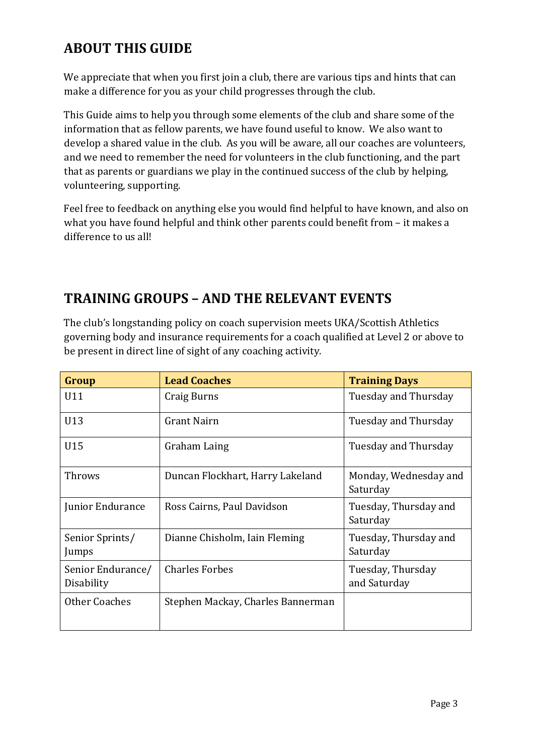## ABOUT THIS GUIDE

We appreciate that when you first join a club, there are various tips and hints that can make a difference for you as your child progresses through the club.

This Guide aims to help you through some elements of the club and share some of the information that as fellow parents, we have found useful to know. We also want to develop a shared value in the club. As you will be aware, all our coaches are volunteers, and we need to remember the need for volunteers in the club functioning, and the part that as parents or guardians we play in the continued success of the club by helping, volunteering, supporting.

Feel free to feedback on anything else you would find helpful to have known, and also on what you have found helpful and think other parents could benefit from – it makes a difference to us all!

## TRAINING GROUPS – AND THE RELEVANT EVENTS

The club's longstanding policy on coach supervision meets UKA/Scottish Athletics governing body and insurance requirements for a coach qualified at Level 2 or above to be present in direct line of sight of any coaching activity.

| Group | Lead Coaches | Training Days |
|---|---|---|
| U11 | Craig Burns | Tuesday and Thursday |
| U13 | Grant Nairn | Tuesday and Thursday |
| U15 | Graham Laing | Tuesday and Thursday |
| Throws | Duncan Flockhart, Harry Lakeland | Monday, Wednesday and Saturday |
| Junior Endurance | Ross Cairns, Paul Davidson | Tuesday, Thursday and Saturday |
| Senior Sprints/ Jumps | Dianne Chisholm, Iain Fleming | Tuesday, Thursday and Saturday |
| Senior Endurance/ Disability | Charles Forbes | Tuesday, Thursday and Saturday |
| Other Coaches | Stephen Mackay, Charles Bannerman | |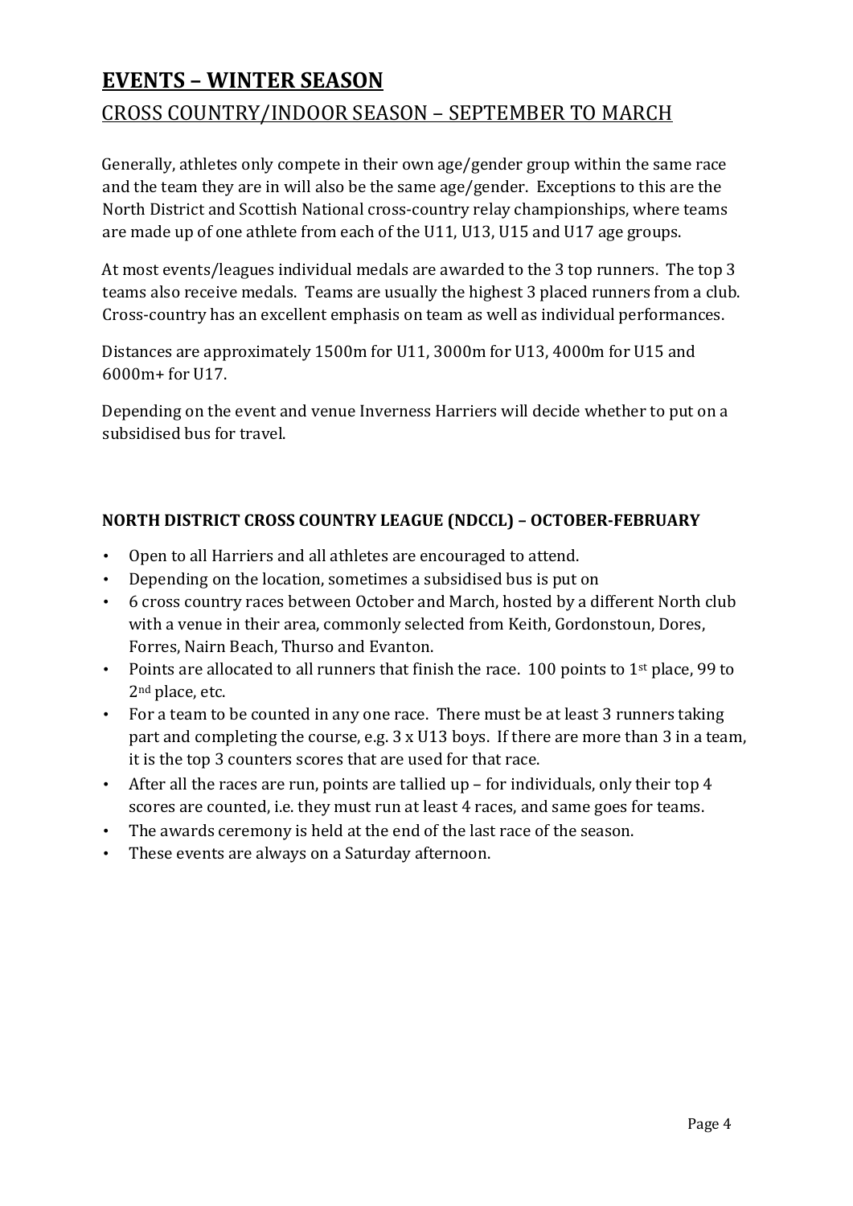# EVENTS – WINTER SEASON

## CROSS COUNTRY/INDOOR SEASON – SEPTEMBER TO MARCH

Generally, athletes only compete in their own age/gender group within the same race and the team they are in will also be the same age/gender. Exceptions to this are the North District and Scottish National cross-country relay championships, where teams are made up of one athlete from each of the U11, U13, U15 and U17 age groups.

At most events/leagues individual medals are awarded to the 3 top runners. The top 3 teams also receive medals. Teams are usually the highest 3 placed runners from a club. Cross-country has an excellent emphasis on team as well as individual performances.

Distances are approximately 1500m for U11, 3000m for U13, 4000m for U15 and 6000m+ for U17.

Depending on the event and venue Inverness Harriers will decide whether to put on a subsidised bus for travel.

### NORTH DISTRICT CROSS COUNTRY LEAGUE (NDCCL) – OCTOBER-FEBRUARY

- Open to all Harriers and all athletes are encouraged to attend.
- Depending on the location, sometimes a subsidised bus is put on
- 6 cross country races between October and March, hosted by a different North club with a venue in their area, commonly selected from Keith, Gordonstoun, Dores, Forres, Nairn Beach, Thurso and Evanton.
- Points are allocated to all runners that finish the race. 100 points to 1st place, 99 to 2nd place, etc.
- For a team to be counted in any one race. There must be at least 3 runners taking part and completing the course, e.g. 3 x U13 boys. If there are more than 3 in a team, it is the top 3 counters scores that are used for that race.
- After all the races are run, points are tallied up – for individuals, only their top 4 scores are counted, i.e. they must run at least 4 races, and same goes for teams.
- The awards ceremony is held at the end of the last race of the season.
- These events are always on a Saturday afternoon.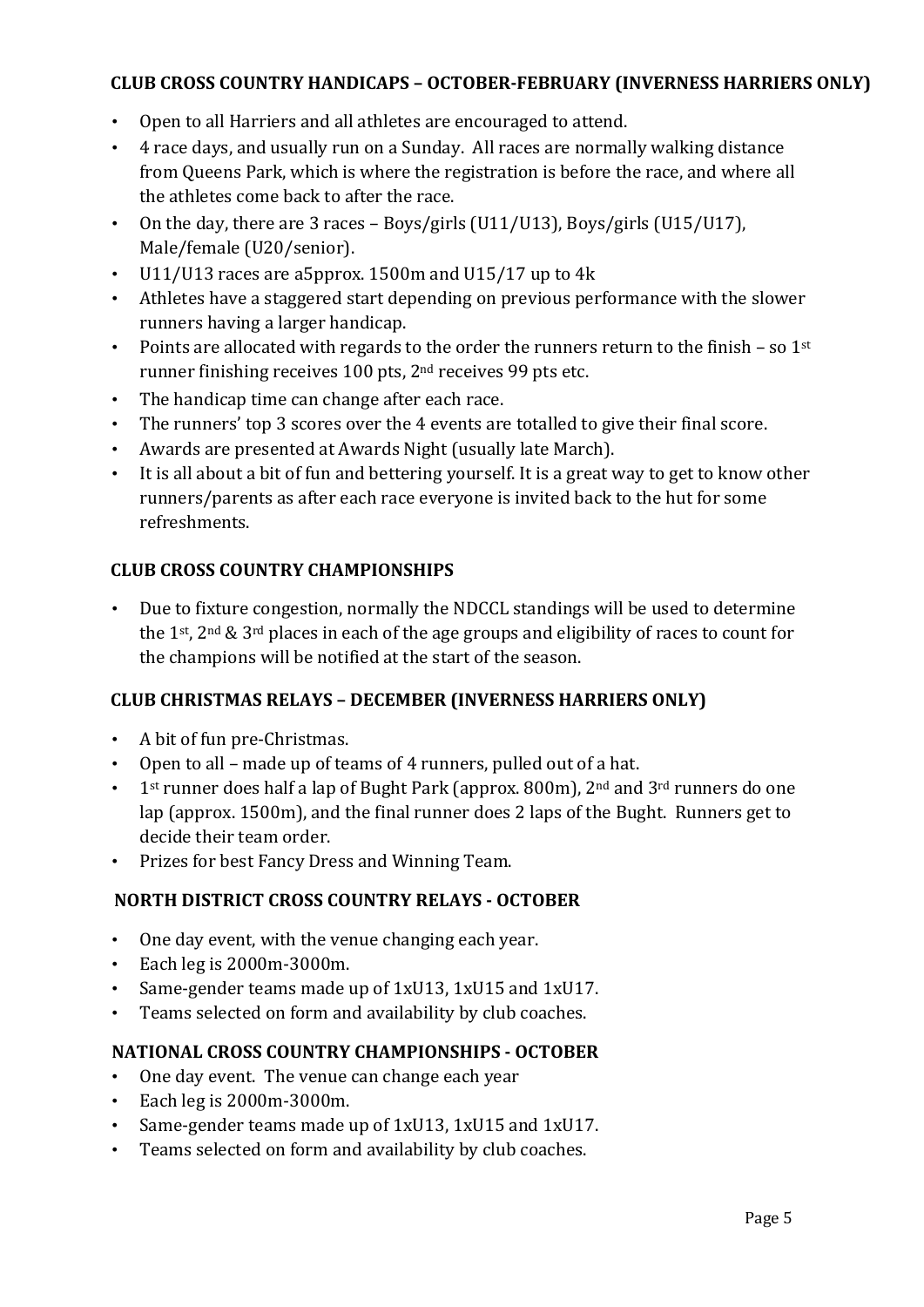### CLUB CROSS COUNTRY HANDICAPS – OCTOBER-FEBRUARY (INVERNESS HARRIERS ONLY)

- Open to all Harriers and all athletes are encouraged to attend.
- 4 race days, and usually run on a Sunday. All races are normally walking distance from Queens Park, which is where the registration is before the race, and where all the athletes come back to after the race.
- On the day, there are 3 races – Boys/girls (U11/U13), Boys/girls (U15/U17), Male/female (U20/senior).
- U11/U13 races are a5pprox. 1500m and U15/17 up to 4k
- Athletes have a staggered start depending on previous performance with the slower runners having a larger handicap.
- Points are allocated with regards to the order the runners return to the finish – so 1st runner finishing receives 100 pts, 2nd receives 99 pts etc.
- The handicap time can change after each race.
- The runners' top 3 scores over the 4 events are totalled to give their final score.
- Awards are presented at Awards Night (usually late March).
- It is all about a bit of fun and bettering yourself. It is a great way to get to know other runners/parents as after each race everyone is invited back to the hut for some refreshments.

### CLUB CROSS COUNTRY CHAMPIONSHIPS

- Due to fixture congestion, normally the NDCCL standings will be used to determine the 1st, 2nd & 3rd places in each of the age groups and eligibility of races to count for the champions will be notified at the start of the season.

### CLUB CHRISTMAS RELAYS – DECEMBER (INVERNESS HARRIERS ONLY)

- A bit of fun pre-Christmas.
- Open to all – made up of teams of 4 runners, pulled out of a hat.
- 1st runner does half a lap of Bught Park (approx. 800m), 2nd and 3rd runners do one lap (approx. 1500m), and the final runner does 2 laps of the Bught. Runners get to decide their team order.
- Prizes for best Fancy Dress and Winning Team.

### NORTH DISTRICT CROSS COUNTRY RELAYS - OCTOBER

- One day event, with the venue changing each year.
- Each leg is 2000m-3000m.
- Same-gender teams made up of 1xU13, 1xU15 and 1xU17.
- Teams selected on form and availability by club coaches.

### NATIONAL CROSS COUNTRY CHAMPIONSHIPS - OCTOBER

- One day event. The venue can change each year
- Each leg is 2000m-3000m.
- Same-gender teams made up of 1xU13, 1xU15 and 1xU17.
- Teams selected on form and availability by club coaches.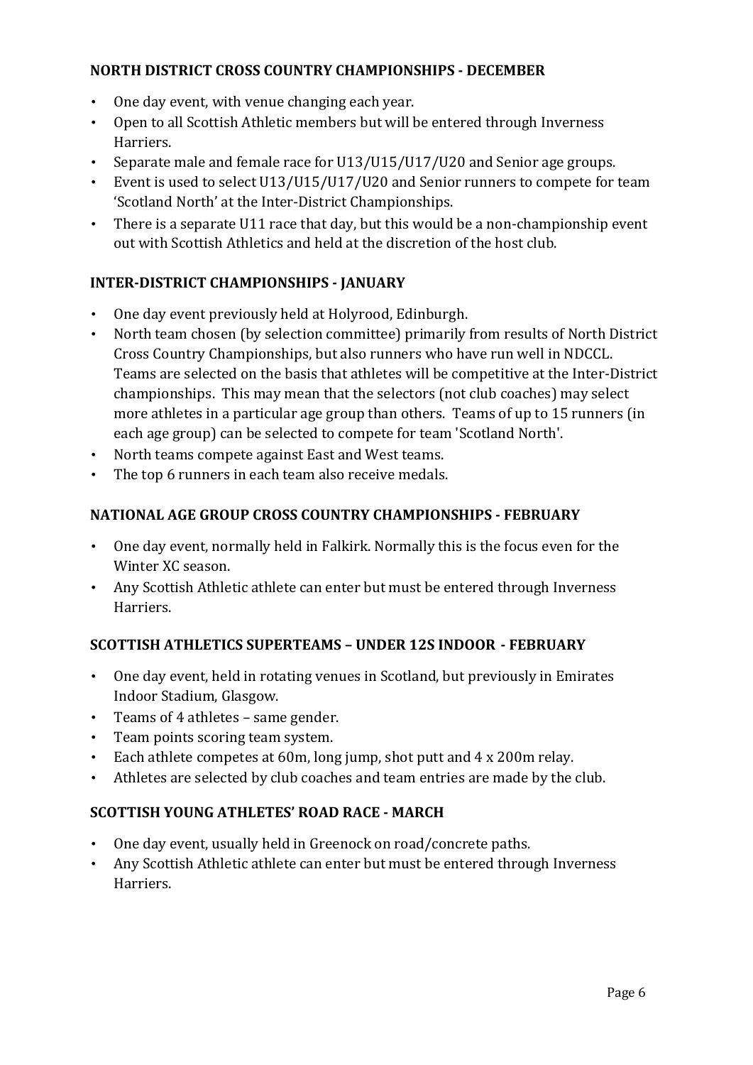**NORTH DISTRICT CROSS COUNTRY CHAMPIONSHIPS - DECEMBER**

- One day event, with venue changing each year.
- Open to all Scottish Athletic members but will be entered through Inverness Harriers.
- Separate male and female race for U13/U15/U17/U20 and Senior age groups.
- Event is used to select U13/U15/U17/U20 and Senior runners to compete for team 'Scotland North' at the Inter-District Championships.
- There is a separate U11 race that day, but this would be a non-championship event out with Scottish Athletics and held at the discretion of the host club.

**INTER-DISTRICT CHAMPIONSHIPS - JANUARY**

- One day event previously held at Holyrood, Edinburgh.
- North team chosen (by selection committee) primarily from results of North District Cross Country Championships, but also runners who have run well in NDCCL. Teams are selected on the basis that athletes will be competitive at the Inter-District championships. This may mean that the selectors (not club coaches) may select more athletes in a particular age group than others. Teams of up to 15 runners (in each age group) can be selected to compete for team 'Scotland North'.
- North teams compete against East and West teams.
- The top 6 runners in each team also receive medals.

**NATIONAL AGE GROUP CROSS COUNTRY CHAMPIONSHIPS - FEBRUARY**

- One day event, normally held in Falkirk. Normally this is the focus even for the Winter XC season.
- Any Scottish Athletic athlete can enter but must be entered through Inverness Harriers.

**SCOTTISH ATHLETICS SUPERTEAMS – UNDER 12S INDOOR - FEBRUARY**

- One day event, held in rotating venues in Scotland, but previously in Emirates Indoor Stadium, Glasgow.
- Teams of 4 athletes – same gender.
- Team points scoring team system.
- Each athlete competes at 60m, long jump, shot putt and 4 x 200m relay.
- Athletes are selected by club coaches and team entries are made by the club.

**SCOTTISH YOUNG ATHLETES' ROAD RACE - MARCH**

- One day event, usually held in Greenock on road/concrete paths.
- Any Scottish Athletic athlete can enter but must be entered through Inverness Harriers.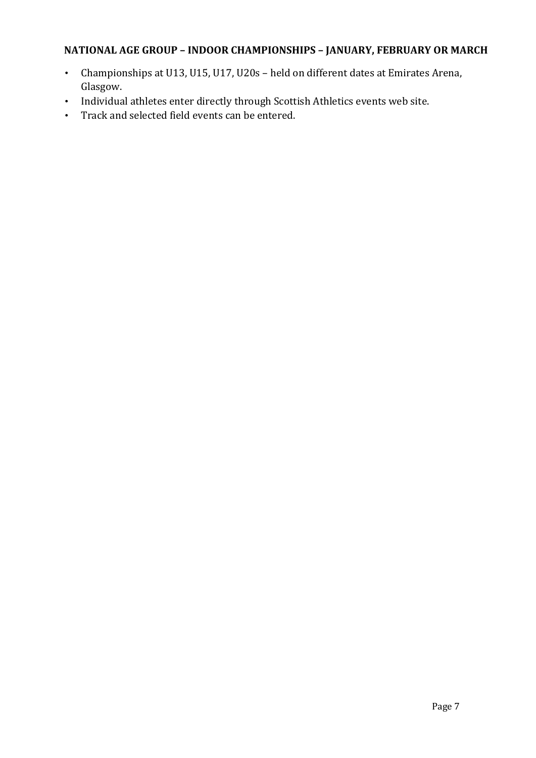**NATIONAL AGE GROUP – INDOOR CHAMPIONSHIPS – JANUARY, FEBRUARY OR MARCH**

- Championships at U13, U15, U17, U20s – held on different dates at Emirates Arena, Glasgow.
- Individual athletes enter directly through Scottish Athletics events web site.
- Track and selected field events can be entered.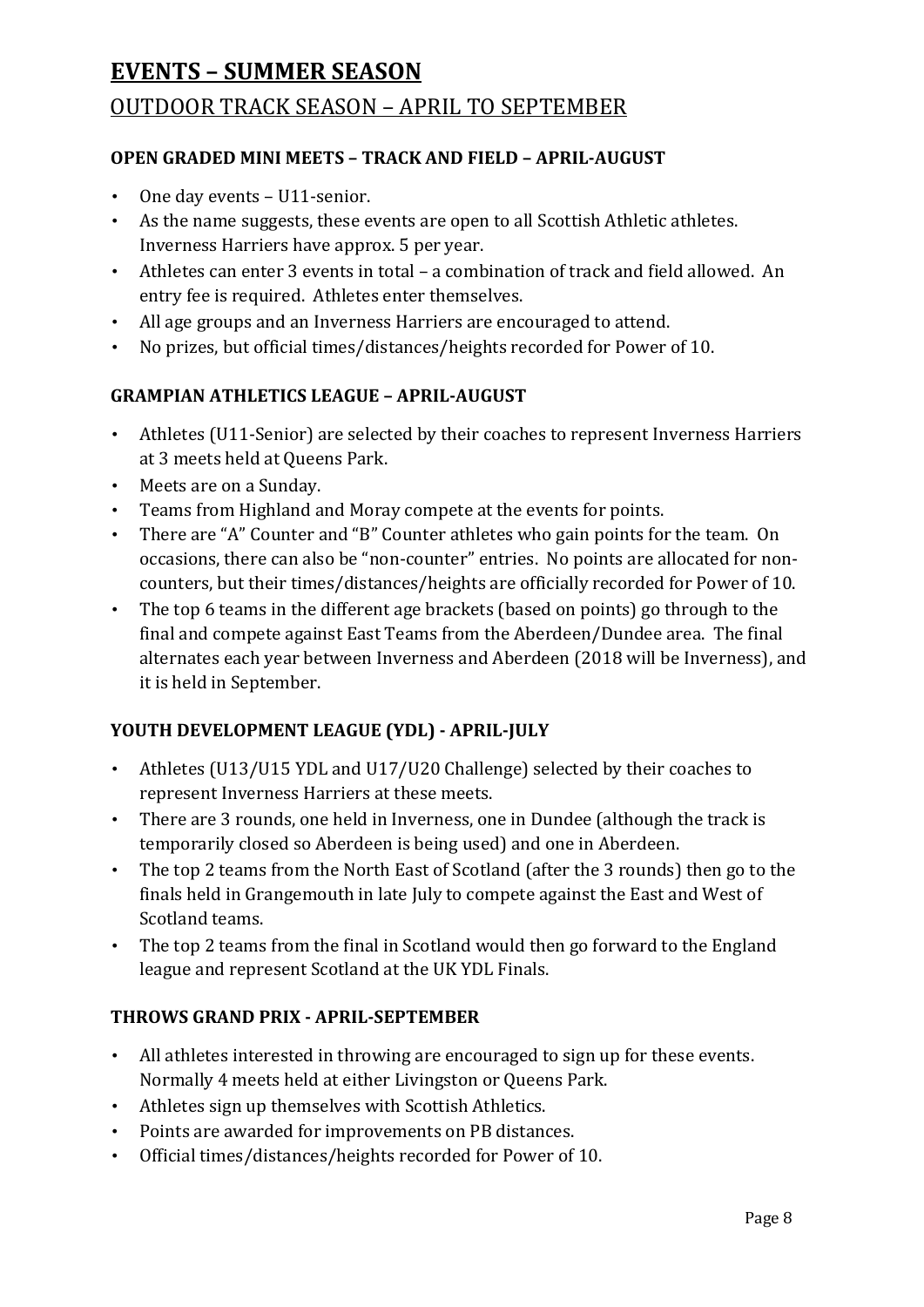# EVENTS – SUMMER SEASON

## OUTDOOR TRACK SEASON – APRIL TO SEPTEMBER

### OPEN GRADED MINI MEETS – TRACK AND FIELD – APRIL-AUGUST

- One day events – U11-senior.
- As the name suggests, these events are open to all Scottish Athletic athletes. Inverness Harriers have approx. 5 per year.
- Athletes can enter 3 events in total – a combination of track and field allowed. An entry fee is required. Athletes enter themselves.
- All age groups and an Inverness Harriers are encouraged to attend.
- No prizes, but official times/distances/heights recorded for Power of 10.

### GRAMPIAN ATHLETICS LEAGUE – APRIL-AUGUST

- Athletes (U11-Senior) are selected by their coaches to represent Inverness Harriers at 3 meets held at Queens Park.
- Meets are on a Sunday.
- Teams from Highland and Moray compete at the events for points.
- There are "A" Counter and "B" Counter athletes who gain points for the team. On occasions, there can also be "non-counter" entries. No points are allocated for non-counters, but their times/distances/heights are officially recorded for Power of 10.
- The top 6 teams in the different age brackets (based on points) go through to the final and compete against East Teams from the Aberdeen/Dundee area. The final alternates each year between Inverness and Aberdeen (2018 will be Inverness), and it is held in September.

### YOUTH DEVELOPMENT LEAGUE (YDL) - APRIL-JULY

- Athletes (U13/U15 YDL and U17/U20 Challenge) selected by their coaches to represent Inverness Harriers at these meets.
- There are 3 rounds, one held in Inverness, one in Dundee (although the track is temporarily closed so Aberdeen is being used) and one in Aberdeen.
- The top 2 teams from the North East of Scotland (after the 3 rounds) then go to the finals held in Grangemouth in late July to compete against the East and West of Scotland teams.
- The top 2 teams from the final in Scotland would then go forward to the England league and represent Scotland at the UK YDL Finals.

### THROWS GRAND PRIX - APRIL-SEPTEMBER

- All athletes interested in throwing are encouraged to sign up for these events. Normally 4 meets held at either Livingston or Queens Park.
- Athletes sign up themselves with Scottish Athletics.
- Points are awarded for improvements on PB distances.
- Official times/distances/heights recorded for Power of 10.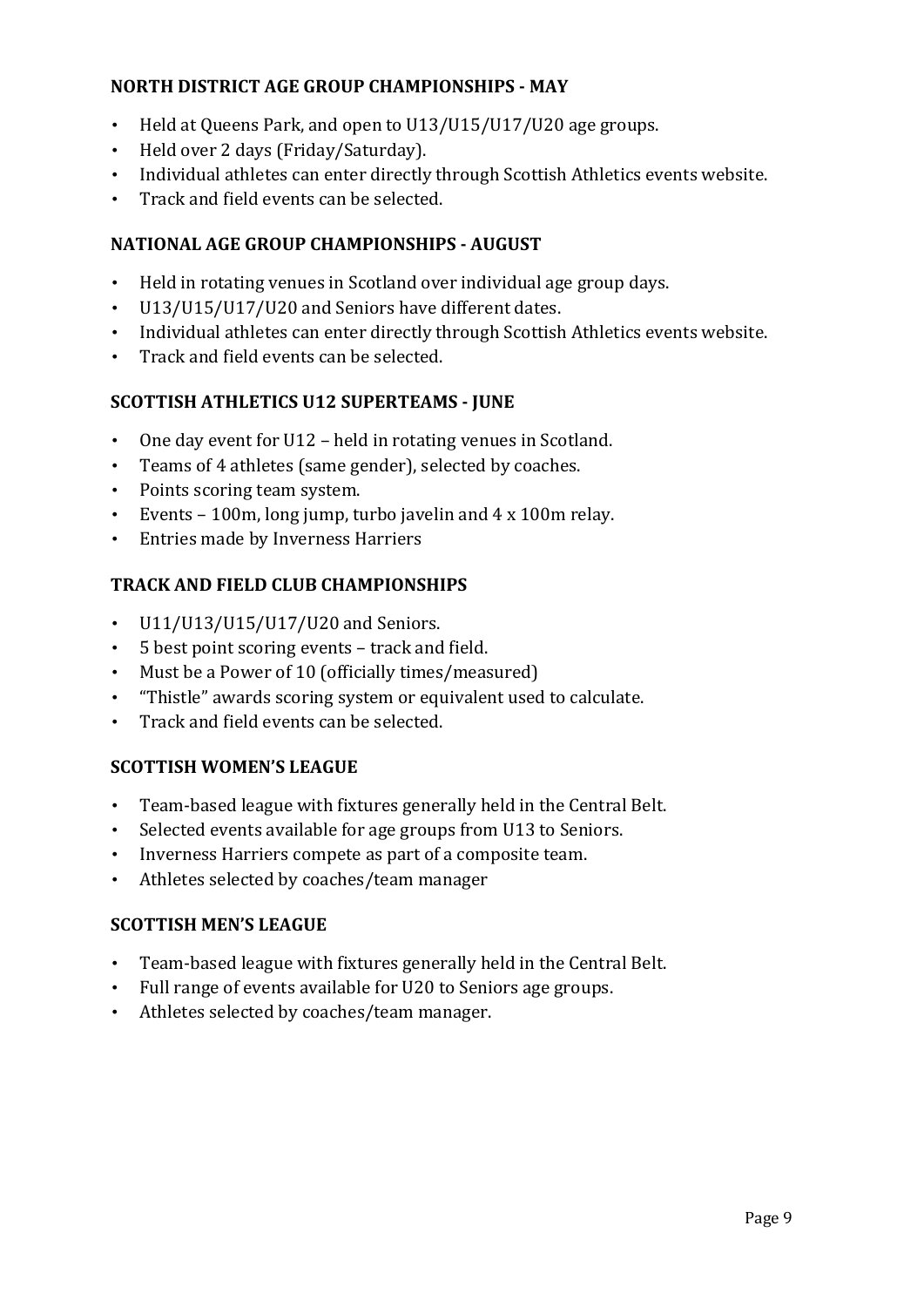### NORTH DISTRICT AGE GROUP CHAMPIONSHIPS - MAY

- Held at Queens Park, and open to U13/U15/U17/U20 age groups.
- Held over 2 days (Friday/Saturday).
- Individual athletes can enter directly through Scottish Athletics events website.
- Track and field events can be selected.

### NATIONAL AGE GROUP CHAMPIONSHIPS - AUGUST

- Held in rotating venues in Scotland over individual age group days.
- U13/U15/U17/U20 and Seniors have different dates.
- Individual athletes can enter directly through Scottish Athletics events website.
- Track and field events can be selected.

### SCOTTISH ATHLETICS U12 SUPERTEAMS - JUNE

- One day event for U12 – held in rotating venues in Scotland.
- Teams of 4 athletes (same gender), selected by coaches.
- Points scoring team system.
- Events – 100m, long jump, turbo javelin and 4 x 100m relay.
- Entries made by Inverness Harriers

### TRACK AND FIELD CLUB CHAMPIONSHIPS

- U11/U13/U15/U17/U20 and Seniors.
- 5 best point scoring events – track and field.
- Must be a Power of 10 (officially times/measured)
- "Thistle" awards scoring system or equivalent used to calculate.
- Track and field events can be selected.

### SCOTTISH WOMEN'S LEAGUE

- Team-based league with fixtures generally held in the Central Belt.
- Selected events available for age groups from U13 to Seniors.
- Inverness Harriers compete as part of a composite team.
- Athletes selected by coaches/team manager

### SCOTTISH MEN'S LEAGUE

- Team-based league with fixtures generally held in the Central Belt.
- Full range of events available for U20 to Seniors age groups.
- Athletes selected by coaches/team manager.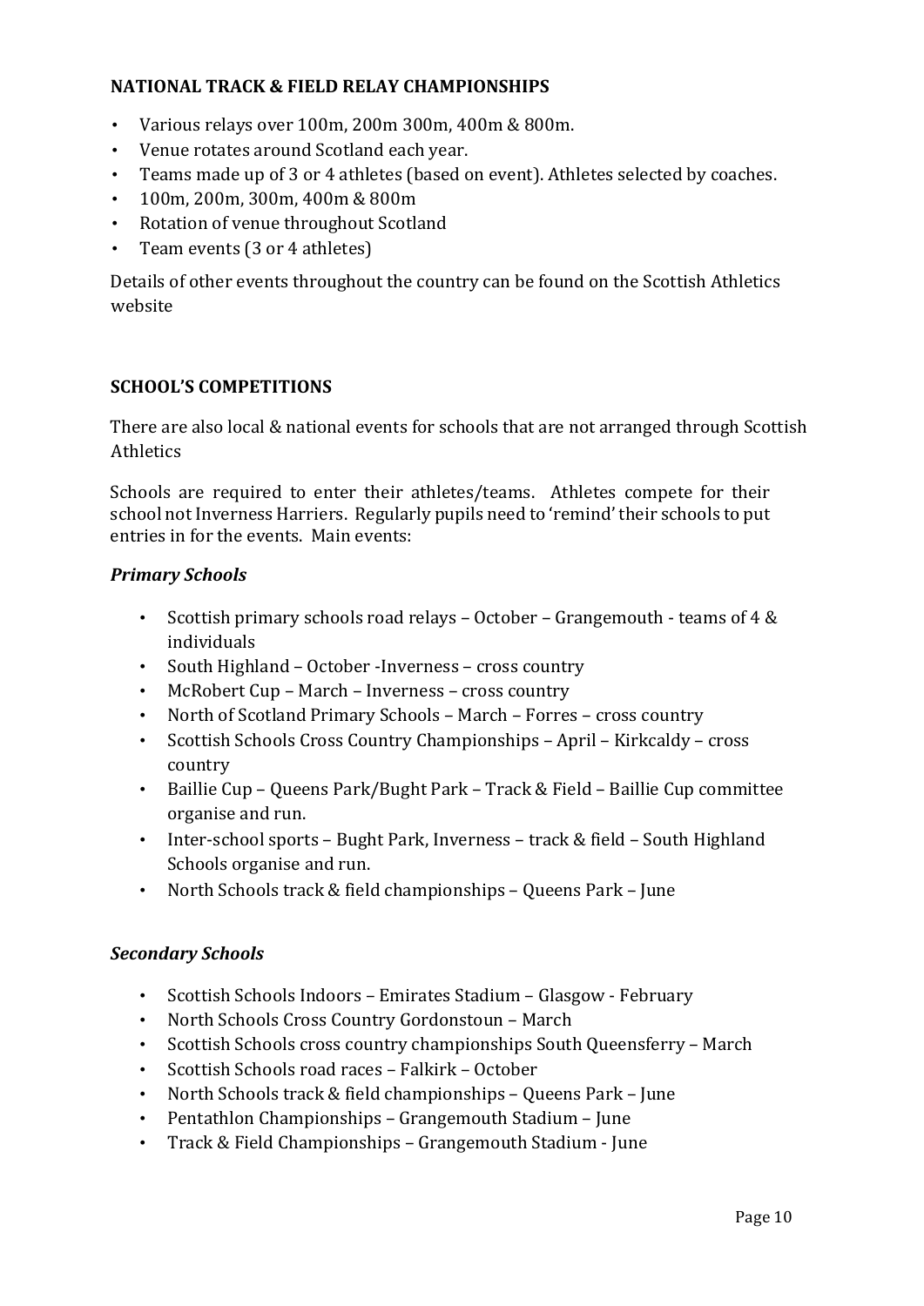## NATIONAL TRACK & FIELD RELAY CHAMPIONSHIPS

- Various relays over 100m, 200m 300m, 400m & 800m.
- Venue rotates around Scotland each year.
- Teams made up of 3 or 4 athletes (based on event). Athletes selected by coaches.
- 100m, 200m, 300m, 400m & 800m
- Rotation of venue throughout Scotland
- Team events (3 or 4 athletes)

Details of other events throughout the country can be found on the Scottish Athletics website

## SCHOOL'S COMPETITIONS

There are also local & national events for schools that are not arranged through Scottish Athletics

Schools are required to enter their athletes/teams. Athletes compete for their school not Inverness Harriers. Regularly pupils need to 'remind' their schools to put entries in for the events. Main events:

### *Primary Schools*

- Scottish primary schools road relays – October – Grangemouth - teams of 4 & individuals
- South Highland – October -Inverness – cross country
- McRobert Cup – March – Inverness – cross country
- North of Scotland Primary Schools – March – Forres – cross country
- Scottish Schools Cross Country Championships – April – Kirkcaldy – cross country
- Baillie Cup – Queens Park/Bught Park – Track & Field – Baillie Cup committee organise and run.
- Inter-school sports – Bught Park, Inverness – track & field – South Highland Schools organise and run.
- North Schools track & field championships – Queens Park – June

### *Secondary Schools*

- Scottish Schools Indoors – Emirates Stadium – Glasgow - February
- North Schools Cross Country Gordonstoun – March
- Scottish Schools cross country championships South Queensferry – March
- Scottish Schools road races – Falkirk – October
- North Schools track & field championships – Queens Park – June
- Pentathlon Championships – Grangemouth Stadium – June
- Track & Field Championships – Grangemouth Stadium - June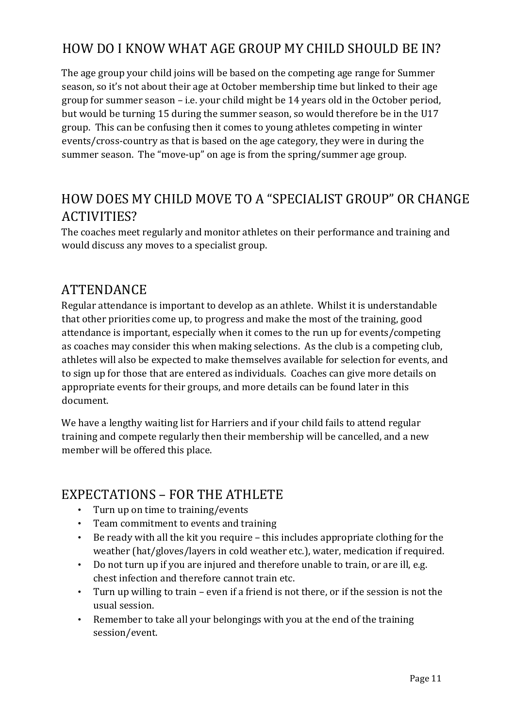## HOW DO I KNOW WHAT AGE GROUP MY CHILD SHOULD BE IN?

The age group your child joins will be based on the competing age range for Summer season, so it's not about their age at October membership time but linked to their age group for summer season – i.e. your child might be 14 years old in the October period, but would be turning 15 during the summer season, so would therefore be in the U17 group. This can be confusing then it comes to young athletes competing in winter events/cross-country as that is based on the age category, they were in during the summer season. The "move-up" on age is from the spring/summer age group.

## HOW DOES MY CHILD MOVE TO A "SPECIALIST GROUP" OR CHANGE ACTIVITIES?

The coaches meet regularly and monitor athletes on their performance and training and would discuss any moves to a specialist group.

## ATTENDANCE

Regular attendance is important to develop as an athlete. Whilst it is understandable that other priorities come up, to progress and make the most of the training, good attendance is important, especially when it comes to the run up for events/competing as coaches may consider this when making selections. As the club is a competing club, athletes will also be expected to make themselves available for selection for events, and to sign up for those that are entered as individuals. Coaches can give more details on appropriate events for their groups, and more details can be found later in this document.

We have a lengthy waiting list for Harriers and if your child fails to attend regular training and compete regularly then their membership will be cancelled, and a new member will be offered this place.

## EXPECTATIONS – FOR THE ATHLETE

- Turn up on time to training/events
- Team commitment to events and training
- Be ready with all the kit you require – this includes appropriate clothing for the weather (hat/gloves/layers in cold weather etc.), water, medication if required.
- Do not turn up if you are injured and therefore unable to train, or are ill, e.g. chest infection and therefore cannot train etc.
- Turn up willing to train – even if a friend is not there, or if the session is not the usual session.
- Remember to take all your belongings with you at the end of the training session/event.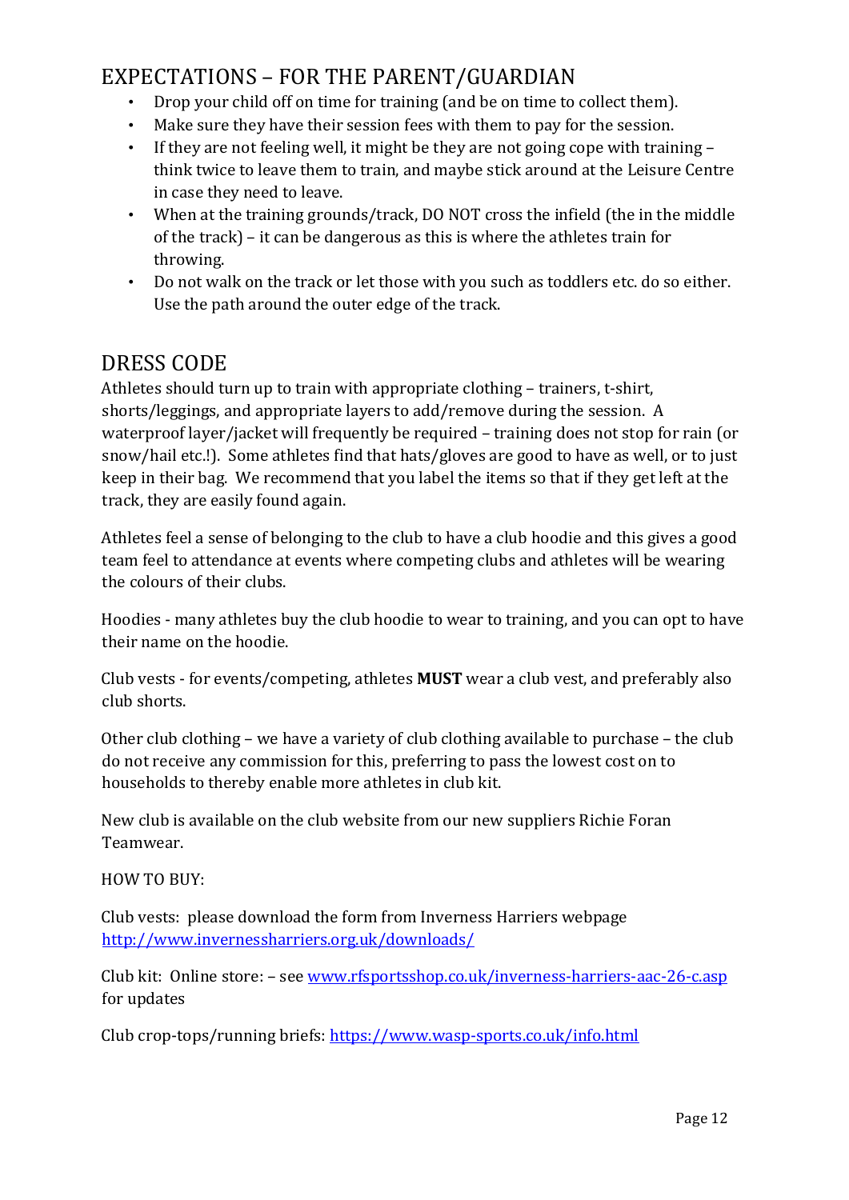## EXPECTATIONS – FOR THE PARENT/GUARDIAN

- Drop your child off on time for training (and be on time to collect them).
- Make sure they have their session fees with them to pay for the session.
- If they are not feeling well, it might be they are not going cope with training – think twice to leave them to train, and maybe stick around at the Leisure Centre in case they need to leave.
- When at the training grounds/track, DO NOT cross the infield (the in the middle of the track) – it can be dangerous as this is where the athletes train for throwing.
- Do not walk on the track or let those with you such as toddlers etc. do so either. Use the path around the outer edge of the track.

## DRESS CODE

Athletes should turn up to train with appropriate clothing – trainers, t-shirt, shorts/leggings, and appropriate layers to add/remove during the session. A waterproof layer/jacket will frequently be required – training does not stop for rain (or snow/hail etc.!). Some athletes find that hats/gloves are good to have as well, or to just keep in their bag. We recommend that you label the items so that if they get left at the track, they are easily found again.

Athletes feel a sense of belonging to the club to have a club hoodie and this gives a good team feel to attendance at events where competing clubs and athletes will be wearing the colours of their clubs.

Hoodies - many athletes buy the club hoodie to wear to training, and you can opt to have their name on the hoodie.

Club vests - for events/competing, athletes **MUST** wear a club vest, and preferably also club shorts.

Other club clothing – we have a variety of club clothing available to purchase – the club do not receive any commission for this, preferring to pass the lowest cost on to households to thereby enable more athletes in club kit.

New club is available on the club website from our new suppliers Richie Foran Teamwear.

HOW TO BUY:

Club vests: please download the form from Inverness Harriers webpage http://www.invernessharriers.org.uk/downloads/

Club kit: Online store: – see www.rfsportsshop.co.uk/inverness-harriers-aac-26-c.asp for updates

Club crop-tops/running briefs: https://www.wasp-sports.co.uk/info.html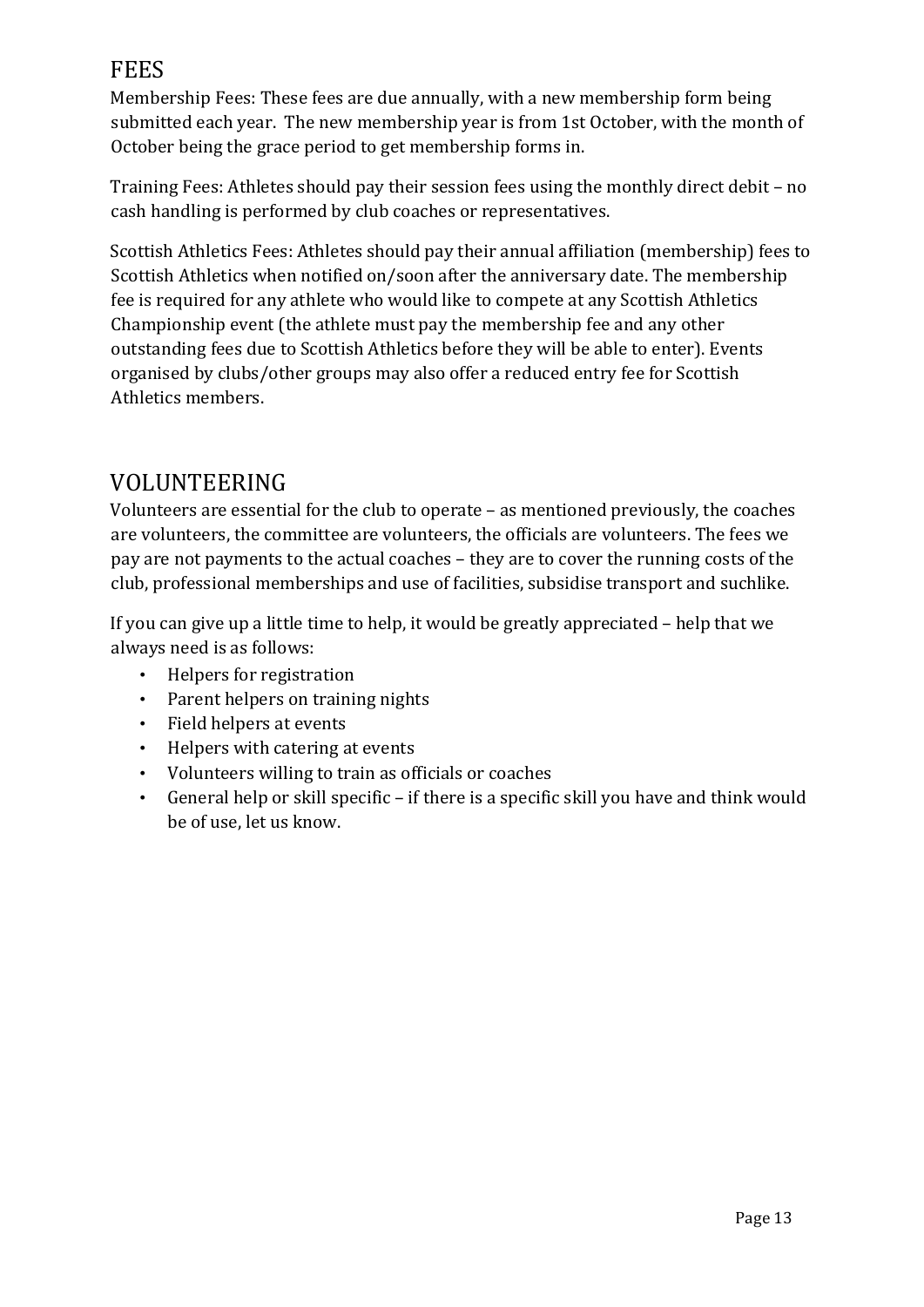## FEES

Membership Fees: These fees are due annually, with a new membership form being submitted each year. The new membership year is from 1st October, with the month of October being the grace period to get membership forms in.

Training Fees: Athletes should pay their session fees using the monthly direct debit – no cash handling is performed by club coaches or representatives.

Scottish Athletics Fees: Athletes should pay their annual affiliation (membership) fees to Scottish Athletics when notified on/soon after the anniversary date. The membership fee is required for any athlete who would like to compete at any Scottish Athletics Championship event (the athlete must pay the membership fee and any other outstanding fees due to Scottish Athletics before they will be able to enter). Events organised by clubs/other groups may also offer a reduced entry fee for Scottish Athletics members.

## VOLUNTEERING

Volunteers are essential for the club to operate – as mentioned previously, the coaches are volunteers, the committee are volunteers, the officials are volunteers. The fees we pay are not payments to the actual coaches – they are to cover the running costs of the club, professional memberships and use of facilities, subsidise transport and suchlike.

If you can give up a little time to help, it would be greatly appreciated – help that we always need is as follows:

- Helpers for registration
- Parent helpers on training nights
- Field helpers at events
- Helpers with catering at events
- Volunteers willing to train as officials or coaches
- General help or skill specific – if there is a specific skill you have and think would be of use, let us know.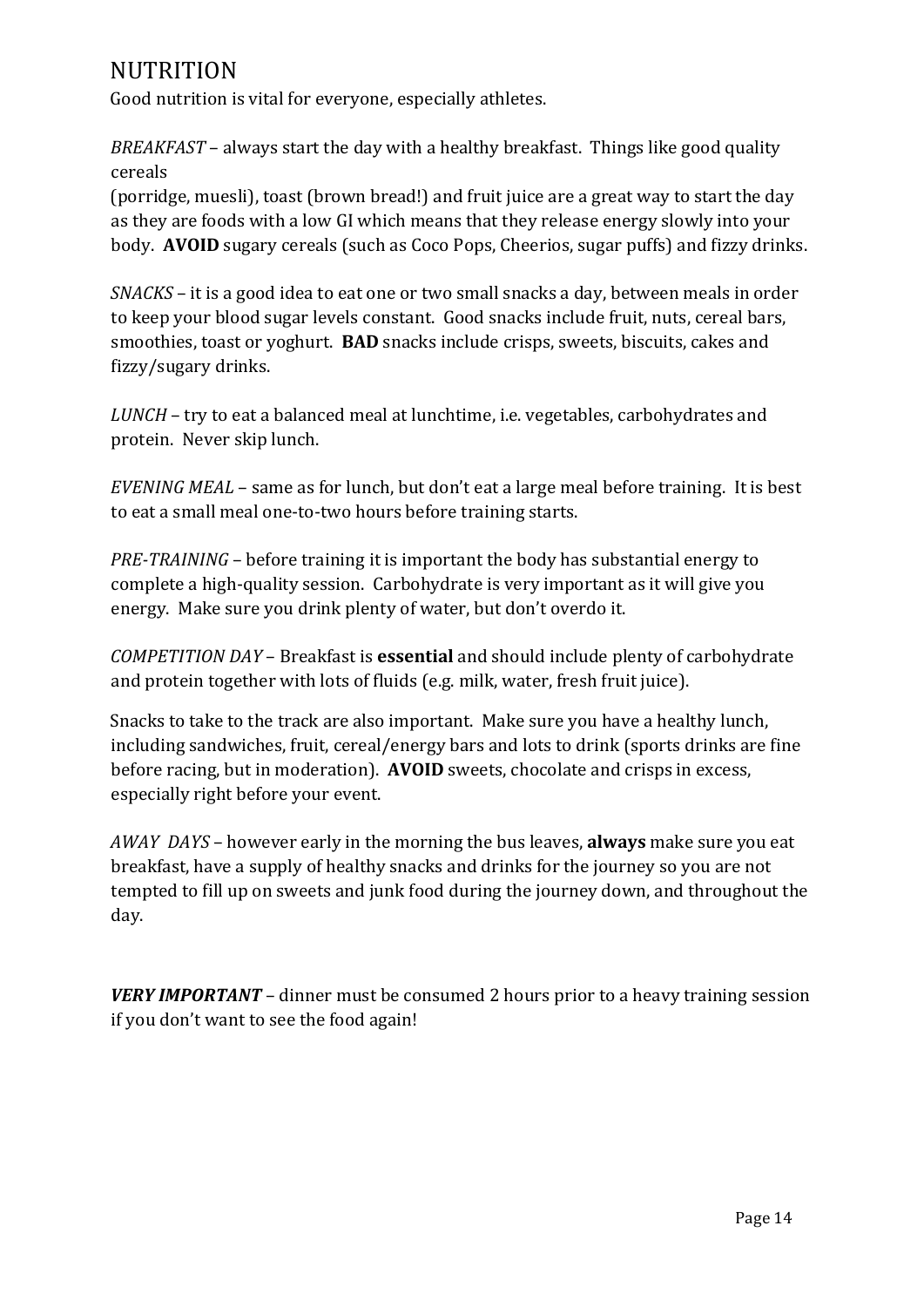# NUTRITION

Good nutrition is vital for everyone, especially athletes.

*BREAKFAST* – always start the day with a healthy breakfast. Things like good quality cereals (porridge, muesli), toast (brown bread!) and fruit juice are a great way to start the day as they are foods with a low GI which means that they release energy slowly into your body. **AVOID** sugary cereals (such as Coco Pops, Cheerios, sugar puffs) and fizzy drinks.

*SNACKS* – it is a good idea to eat one or two small snacks a day, between meals in order to keep your blood sugar levels constant. Good snacks include fruit, nuts, cereal bars, smoothies, toast or yoghurt. **BAD** snacks include crisps, sweets, biscuits, cakes and fizzy/sugary drinks.

*LUNCH* – try to eat a balanced meal at lunchtime, i.e. vegetables, carbohydrates and protein. Never skip lunch.

*EVENING MEAL* – same as for lunch, but don't eat a large meal before training. It is best to eat a small meal one-to-two hours before training starts.

*PRE-TRAINING* – before training it is important the body has substantial energy to complete a high-quality session. Carbohydrate is very important as it will give you energy. Make sure you drink plenty of water, but don't overdo it.

*COMPETITION DAY* – Breakfast is **essential** and should include plenty of carbohydrate and protein together with lots of fluids (e.g. milk, water, fresh fruit juice).

Snacks to take to the track are also important. Make sure you have a healthy lunch, including sandwiches, fruit, cereal/energy bars and lots to drink (sports drinks are fine before racing, but in moderation). **AVOID** sweets, chocolate and crisps in excess, especially right before your event.

*AWAY DAYS* – however early in the morning the bus leaves, **always** make sure you eat breakfast, have a supply of healthy snacks and drinks for the journey so you are not tempted to fill up on sweets and junk food during the journey down, and throughout the day.

***VERY IMPORTANT*** – dinner must be consumed 2 hours prior to a heavy training session if you don't want to see the food again!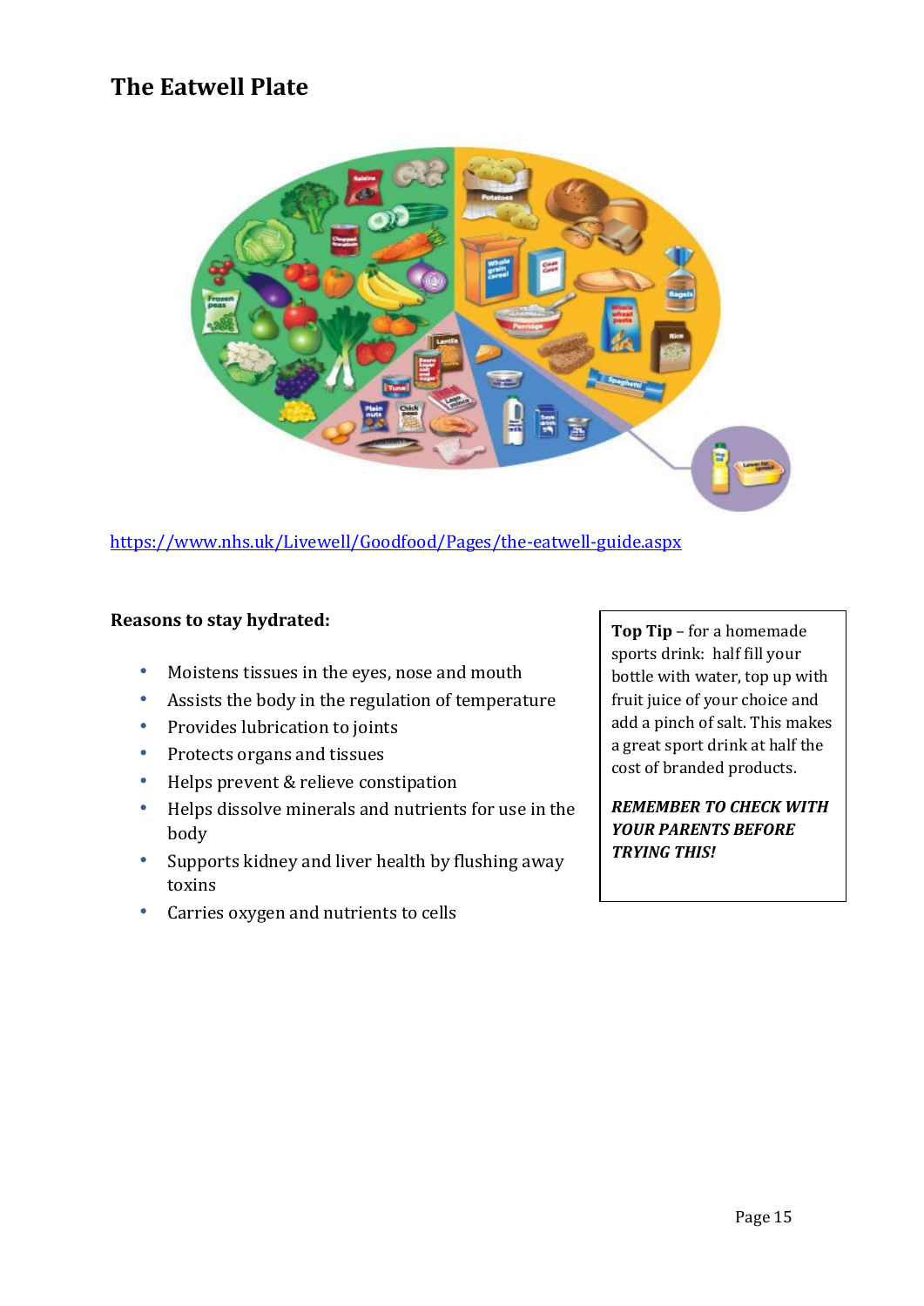## The Eatwell Plate

https://www.nhs.uk/Livewell/Goodfood/Pages/the-eatwell-guide.aspx

**Reasons to stay hydrated:**

- Moistens tissues in the eyes, nose and mouth
- Assists the body in the regulation of temperature
- Provides lubrication to joints
- Protects organs and tissues
- Helps prevent & relieve constipation
- Helps dissolve minerals and nutrients for use in the body
- Supports kidney and liver health by flushing away toxins
- Carries oxygen and nutrients to cells

**Top Tip** – for a homemade sports drink: half fill your bottle with water, top up with fruit juice of your choice and add a pinch of salt. This makes a great sport drink at half the cost of branded products.

***REMEMBER TO CHECK WITH YOUR PARENTS BEFORE TRYING THIS!***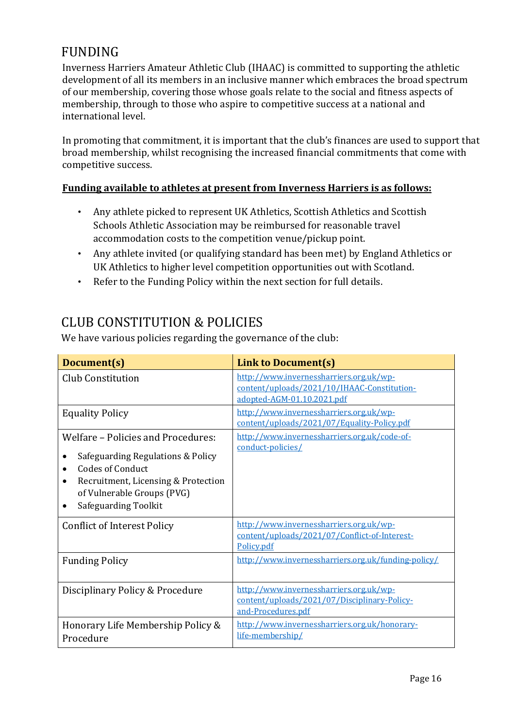## FUNDING

Inverness Harriers Amateur Athletic Club (IHAAC) is committed to supporting the athletic development of all its members in an inclusive manner which embraces the broad spectrum of our membership, covering those whose goals relate to the social and fitness aspects of membership, through to those who aspire to competitive success at a national and international level.

In promoting that commitment, it is important that the club's finances are used to support that broad membership, whilst recognising the increased financial commitments that come with competitive success.

**Funding available to athletes at present from Inverness Harriers is as follows:**

- Any athlete picked to represent UK Athletics, Scottish Athletics and Scottish Schools Athletic Association may be reimbursed for reasonable travel accommodation costs to the competition venue/pickup point.
- Any athlete invited (or qualifying standard has been met) by England Athletics or UK Athletics to higher level competition opportunities out with Scotland.
- Refer to the Funding Policy within the next section for full details.

## CLUB CONSTITUTION & POLICIES

We have various policies regarding the governance of the club:

| Document(s) | Link to Document(s) |
|---|---|
| Club Constitution | http://www.invernessharriers.org.uk/wp-content/uploads/2021/10/IHAAC-Constitution-adopted-AGM-01.10.2021.pdf |
| Equality Policy | http://www.invernessharriers.org.uk/wp-content/uploads/2021/07/Equality-Policy.pdf |
| Welfare – Policies and Procedures:<br>• Safeguarding Regulations & Policy<br>• Codes of Conduct<br>• Recruitment, Licensing & Protection of Vulnerable Groups (PVG)<br>• Safeguarding Toolkit | http://www.invernessharriers.org.uk/code-of-conduct-policies/ |
| Conflict of Interest Policy | http://www.invernessharriers.org.uk/wp-content/uploads/2021/07/Conflict-of-Interest-Policy.pdf |
| Funding Policy | http://www.invernessharriers.org.uk/funding-policy/ |
| Disciplinary Policy & Procedure | http://www.invernessharriers.org.uk/wp-content/uploads/2021/07/Disciplinary-Policy-and-Procedures.pdf |
| Honorary Life Membership Policy & Procedure | http://www.invernessharriers.org.uk/honorary-life-membership/ |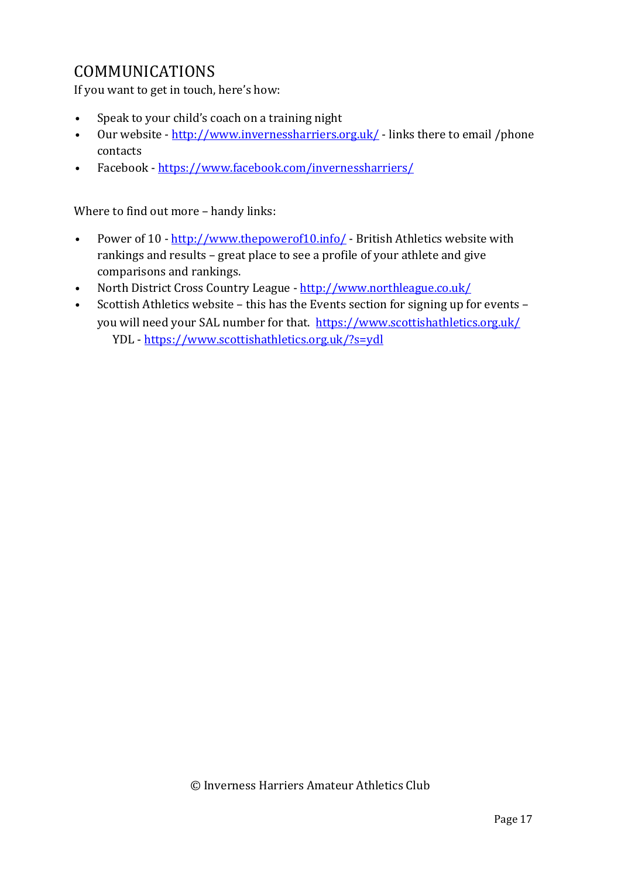# COMMUNICATIONS

If you want to get in touch, here's how:

- Speak to your child's coach on a training night
- Our website - http://www.invernessharriers.org.uk/ - links there to email /phone contacts
- Facebook - https://www.facebook.com/invernessharriers/

Where to find out more – handy links:

- Power of 10 - http://www.thepowerof10.info/ - British Athletics website with rankings and results – great place to see a profile of your athlete and give comparisons and rankings.
- North District Cross Country League - http://www.northleague.co.uk/
- Scottish Athletics website – this has the Events section for signing up for events – you will need your SAL number for that. https://www.scottishathletics.org.uk/
  YDL - https://www.scottishathletics.org.uk/?s=ydl

© Inverness Harriers Amateur Athletics Club